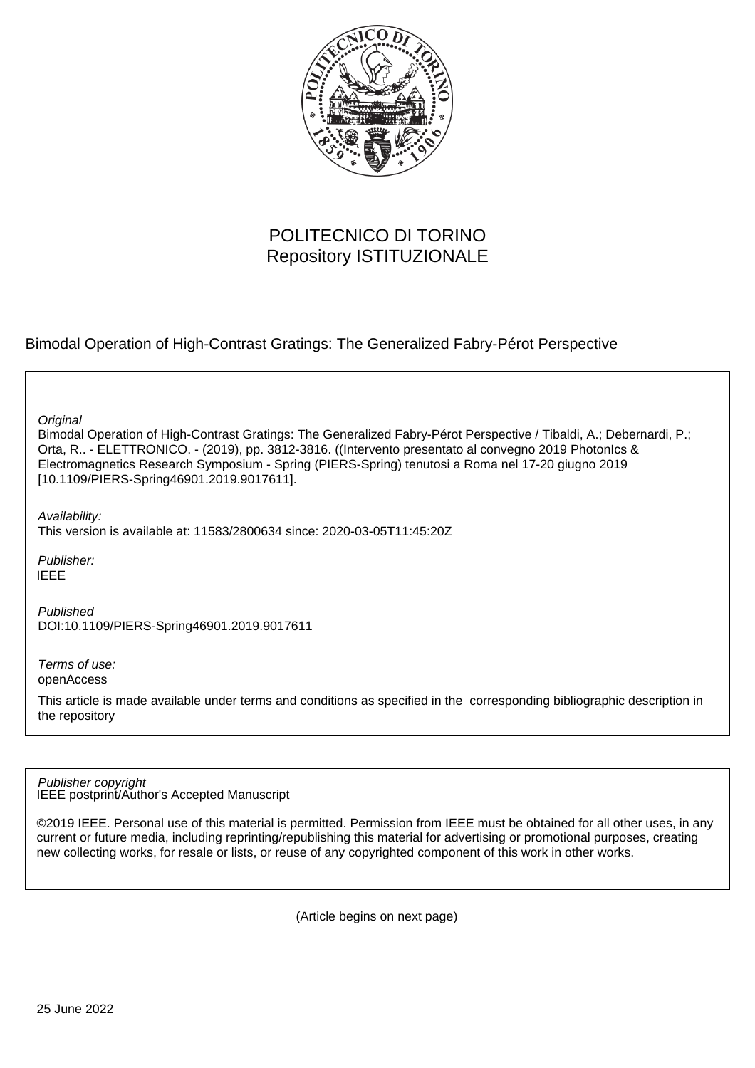POLITECNICO DI TORINO
Repository ISTITUZIONALE

Bimodal Operation of High-Contrast Gratings: The Generalized Fabry-Pérot Perspective

*Original*
Bimodal Operation of High-Contrast Gratings: The Generalized Fabry-Pérot Perspective / Tibaldi, A.; Debernardi, P.; Orta, R.. - ELETTRONICO. - (2019), pp. 3812-3816. ((Intervento presentato al convegno 2019 PhotonIcs & Electromagnetics Research Symposium - Spring (PIERS-Spring) tenutosi a Roma nel 17-20 giugno 2019 [10.1109/PIERS-Spring46901.2019.9017611].

*Availability:*
This version is available at: 11583/2800634 since: 2020-03-05T11:45:20Z

*Publisher:*
IEEE

*Published*
DOI:10.1109/PIERS-Spring46901.2019.9017611

*Terms of use:*
openAccess

This article is made available under terms and conditions as specified in the corresponding bibliographic description in the repository

*Publisher copyright*
IEEE postprint/Author's Accepted Manuscript

©2019 IEEE. Personal use of this material is permitted. Permission from IEEE must be obtained for all other uses, in any current or future media, including reprinting/republishing this material for advertising or promotional purposes, creating new collecting works, for resale or lists, or reuse of any copyrighted component of this work in other works.

(Article begins on next page)

25 June 2022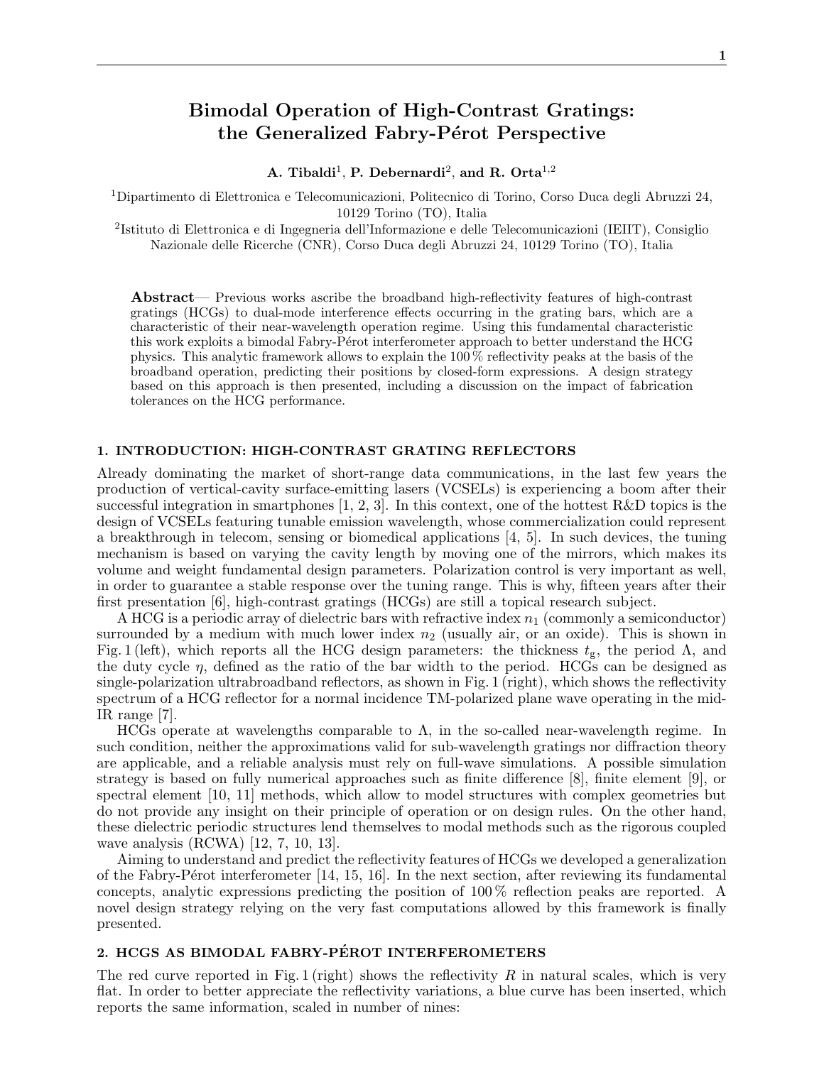# Bimodal Operation of High-Contrast Gratings: the Generalized Fabry-Pérot Perspective

**A. Tibaldi**[1], **P. Debernardi**[2], **and R. Orta**[1,2]

[1]Dipartimento di Elettronica e Telecomunicazioni, Politecnico di Torino, Corso Duca degli Abruzzi 24, 10129 Torino (TO), Italia

[2]Istituto di Elettronica e di Ingegneria dell'Informazione e delle Telecomunicazioni (IEIIT), Consiglio Nazionale delle Ricerche (CNR), Corso Duca degli Abruzzi 24, 10129 Torino (TO), Italia

**Abstract**— Previous works ascribe the broadband high-reflectivity features of high-contrast gratings (HCGs) to dual-mode interference effects occurring in the grating bars, which are a characteristic of their near-wavelength operation regime. Using this fundamental characteristic this work exploits a bimodal Fabry-Pérot interferometer approach to better understand the HCG physics. This analytic framework allows to explain the 100 % reflectivity peaks at the basis of the broadband operation, predicting their positions by closed-form expressions. A design strategy based on this approach is then presented, including a discussion on the impact of fabrication tolerances on the HCG performance.

## 1. INTRODUCTION: HIGH-CONTRAST GRATING REFLECTORS

Already dominating the market of short-range data communications, in the last few years the production of vertical-cavity surface-emitting lasers (VCSELs) is experiencing a boom after their successful integration in smartphones [1, 2, 3]. In this context, one of the hottest R&D topics is the design of VCSELs featuring tunable emission wavelength, whose commercialization could represent a breakthrough in telecom, sensing or biomedical applications [4, 5]. In such devices, the tuning mechanism is based on varying the cavity length by moving one of the mirrors, which makes its volume and weight fundamental design parameters. Polarization control is very important as well, in order to guarantee a stable response over the tuning range. This is why, fifteen years after their first presentation [6], high-contrast gratings (HCGs) are still a topical research subject.

A HCG is a periodic array of dielectric bars with refractive index $n_1$ (commonly a semiconductor) surrounded by a medium with much lower index $n_2$ (usually air, or an oxide). This is shown in Fig. 1 (left), which reports all the HCG design parameters: the thickness $t_g$, the period $\Lambda$, and the duty cycle $\eta$, defined as the ratio of the bar width to the period. HCGs can be designed as single-polarization ultrabroadband reflectors, as shown in Fig. 1 (right), which shows the reflectivity spectrum of a HCG reflector for a normal incidence TM-polarized plane wave operating in the mid-IR range [7].

HCGs operate at wavelengths comparable to $\Lambda$, in the so-called near-wavelength regime. In such condition, neither the approximations valid for sub-wavelength gratings nor diffraction theory are applicable, and a reliable analysis must rely on full-wave simulations. A possible simulation strategy is based on fully numerical approaches such as finite difference [8], finite element [9], or spectral element [10, 11] methods, which allow to model structures with complex geometries but do not provide any insight on their principle of operation or on design rules. On the other hand, these dielectric periodic structures lend themselves to modal methods such as the rigorous coupled wave analysis (RCWA) [12, 7, 10, 13].

Aiming to understand and predict the reflectivity features of HCGs we developed a generalization of the Fabry-Pérot interferometer [14, 15, 16]. In the next section, after reviewing its fundamental concepts, analytic expressions predicting the position of 100 % reflection peaks are reported. A novel design strategy relying on the very fast computations allowed by this framework is finally presented.

## 2. HCGS AS BIMODAL FABRY-PÉROT INTERFEROMETERS

The red curve reported in Fig. 1 (right) shows the reflectivity $R$ in natural scales, which is very flat. In order to better appreciate the reflectivity variations, a blue curve has been inserted, which reports the same information, scaled in number of nines: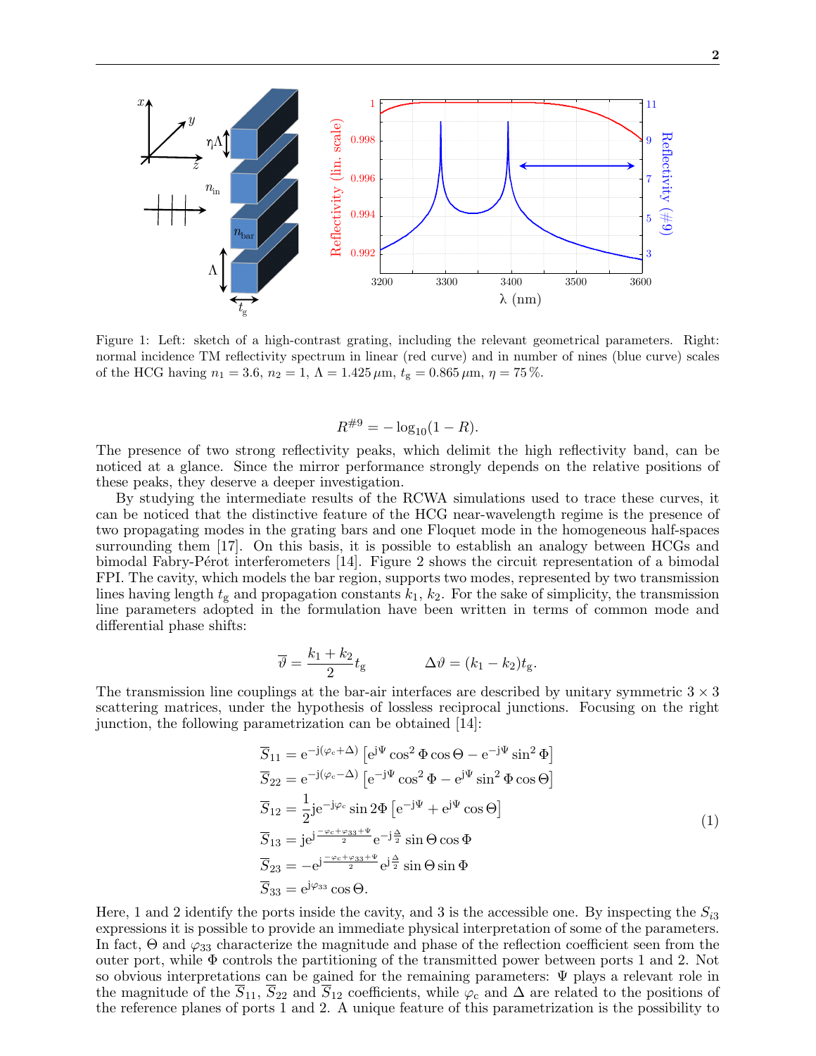Figure 1: Left: sketch of a high-contrast grating, including the relevant geometrical parameters. Right: normal incidence TM reflectivity spectrum in linear (red curve) and in number of nines (blue curve) scales of the HCG having $n_1 = 3.6$, $n_2 = 1$, $\Lambda = 1.425\,\mu$m, $t_\mathrm{g} = 0.865\,\mu$m, $\eta = 75\,\%$.

$$R^{\#9} = -\log_{10}(1 - R).$$

The presence of two strong reflectivity peaks, which delimit the high reflectivity band, can be noticed at a glance. Since the mirror performance strongly depends on the relative positions of these peaks, they deserve a deeper investigation.

By studying the intermediate results of the RCWA simulations used to trace these curves, it can be noticed that the distinctive feature of the HCG near-wavelength regime is the presence of two propagating modes in the grating bars and one Floquet mode in the homogeneous half-spaces surrounding them [17]. On this basis, it is possible to establish an analogy between HCGs and bimodal Fabry-Pérot interferometers [14]. Figure 2 shows the circuit representation of a bimodal FPI. The cavity, which models the bar region, supports two modes, represented by two transmission lines having length $t_\mathrm{g}$ and propagation constants $k_1$, $k_2$. For the sake of simplicity, the transmission line parameters adopted in the formulation have been written in terms of common mode and differential phase shifts:

$$\overline{\vartheta} = \frac{k_1 + k_2}{2} t_\mathrm{g} \qquad\qquad \Delta\vartheta = (k_1 - k_2) t_\mathrm{g}.$$

The transmission line couplings at the bar-air interfaces are described by unitary symmetric $3 \times 3$ scattering matrices, under the hypothesis of lossless reciprocal junctions. Focusing on the right junction, the following parametrization can be obtained [14]:

$$
\begin{aligned}
\overline{S}_{11} &= \mathrm{e}^{-\mathrm{j}(\varphi_c + \Delta)} \left[\mathrm{e}^{\mathrm{j}\Psi} \cos^2\Phi \cos\Theta - \mathrm{e}^{-\mathrm{j}\Psi} \sin^2\Phi\right] \\
\overline{S}_{22} &= \mathrm{e}^{-\mathrm{j}(\varphi_c - \Delta)} \left[\mathrm{e}^{-\mathrm{j}\Psi} \cos^2\Phi - \mathrm{e}^{\mathrm{j}\Psi} \sin^2\Phi \cos\Theta\right] \\
\overline{S}_{12} &= \frac{1}{2} \mathrm{j}\mathrm{e}^{-\mathrm{j}\varphi_c} \sin 2\Phi \left[\mathrm{e}^{-\mathrm{j}\Psi} + \mathrm{e}^{\mathrm{j}\Psi} \cos\Theta\right] \\
\overline{S}_{13} &= \mathrm{j}\mathrm{e}^{\mathrm{j}\frac{-\varphi_c + \varphi_{33} + \Psi}{2}} \mathrm{e}^{-\mathrm{j}\frac{\Delta}{2}} \sin\Theta \cos\Phi \\
\overline{S}_{23} &= -\mathrm{e}^{\mathrm{j}\frac{-\varphi_c + \varphi_{33} + \Psi}{2}} \mathrm{e}^{\mathrm{j}\frac{\Delta}{2}} \sin\Theta \sin\Phi \\
\overline{S}_{33} &= \mathrm{e}^{\mathrm{j}\varphi_{33}} \cos\Theta.
\end{aligned}
\tag{1}
$$

Here, 1 and 2 identify the ports inside the cavity, and 3 is the accessible one. By inspecting the $S_{i3}$ expressions it is possible to provide an immediate physical interpretation of some of the parameters. In fact, $\Theta$ and $\varphi_{33}$ characterize the magnitude and phase of the reflection coefficient seen from the outer port, while $\Phi$ controls the partitioning of the transmitted power between ports 1 and 2. Not so obvious interpretations can be gained for the remaining parameters: $\Psi$ plays a relevant role in the magnitude of the $\overline{S}_{11}$, $\overline{S}_{22}$ and $\overline{S}_{12}$ coefficients, while $\varphi_c$ and $\Delta$ are related to the positions of the reference planes of ports 1 and 2. A unique feature of this parametrization is the possibility to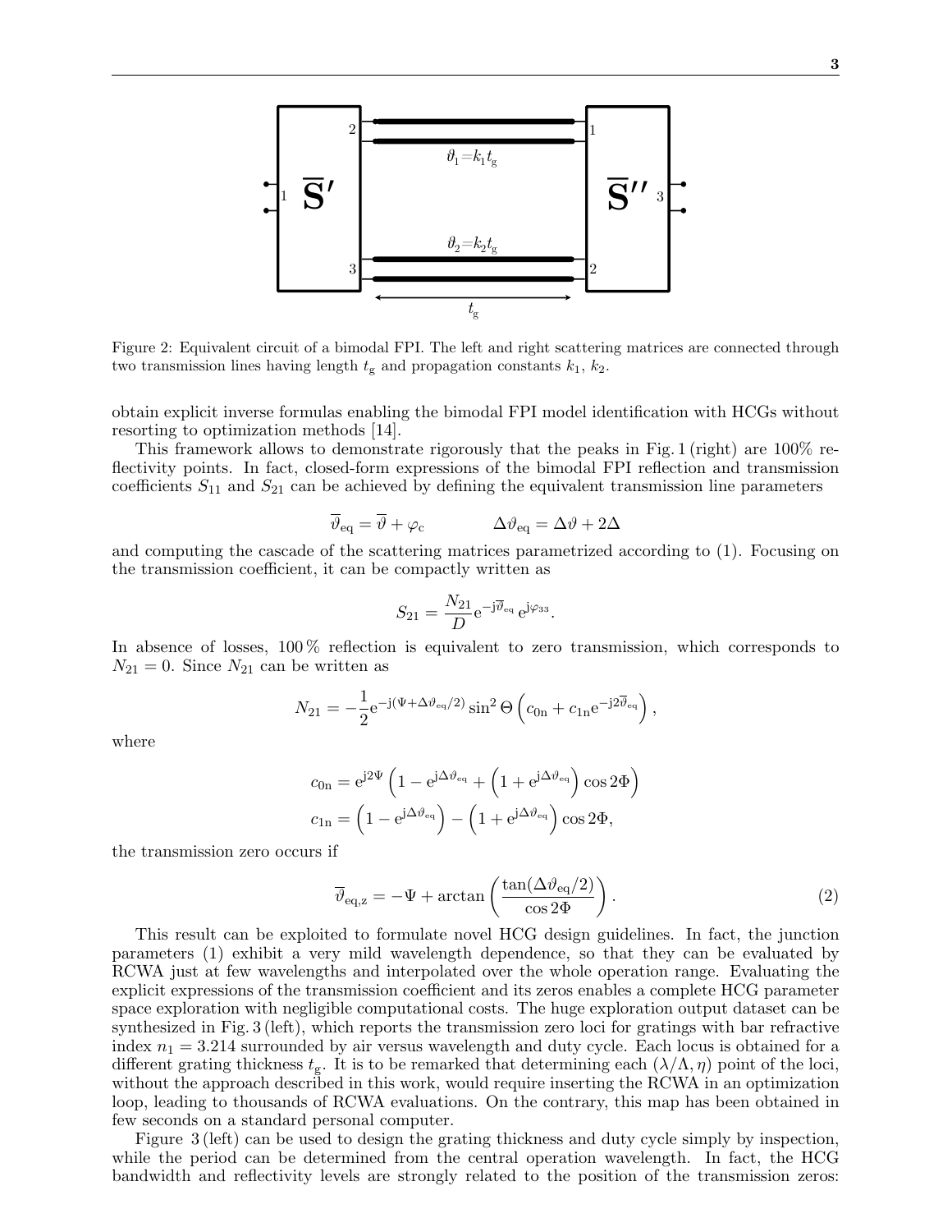Figure 2: Equivalent circuit of a bimodal FPI. The left and right scattering matrices are connected through two transmission lines having length $t_\mathrm{g}$ and propagation constants $k_1$, $k_2$.

obtain explicit inverse formulas enabling the bimodal FPI model identification with HCGs without resorting to optimization methods [14].

This framework allows to demonstrate rigorously that the peaks in Fig. 1 (right) are 100% reflectivity points. In fact, closed-form expressions of the bimodal FPI reflection and transmission coefficients $S_{11}$ and $S_{21}$ can be achieved by defining the equivalent transmission line parameters

$$\overline{\vartheta}_\mathrm{eq} = \overline{\vartheta} + \varphi_\mathrm{c} \qquad\qquad \Delta\vartheta_\mathrm{eq} = \Delta\vartheta + 2\Delta$$

and computing the cascade of the scattering matrices parametrized according to (1). Focusing on the transmission coefficient, it can be compactly written as

$$S_{21} = \frac{N_{21}}{D}\mathrm{e}^{-\mathrm{j}\overline{\vartheta}_\mathrm{eq}}\,\mathrm{e}^{\mathrm{j}\varphi_{33}}.$$

In absence of losses, 100 % reflection is equivalent to zero transmission, which corresponds to $N_{21} = 0$. Since $N_{21}$ can be written as

$$N_{21} = -\frac{1}{2}\mathrm{e}^{-\mathrm{j}(\Psi + \Delta\vartheta_\mathrm{eq}/2)}\sin^2\Theta\left(c_\mathrm{0n} + c_\mathrm{1n}\mathrm{e}^{-\mathrm{j}2\overline{\vartheta}_\mathrm{eq}}\right),$$

where

$$c_\mathrm{0n} = \mathrm{e}^{\mathrm{j}2\Psi}\left(1 - \mathrm{e}^{\mathrm{j}\Delta\vartheta_\mathrm{eq}} + \left(1 + \mathrm{e}^{\mathrm{j}\Delta\vartheta_\mathrm{eq}}\right)\cos 2\Phi\right)$$
$$c_\mathrm{1n} = \left(1 - \mathrm{e}^{\mathrm{j}\Delta\vartheta_\mathrm{eq}}\right) - \left(1 + \mathrm{e}^{\mathrm{j}\Delta\vartheta_\mathrm{eq}}\right)\cos 2\Phi,$$

the transmission zero occurs if

$$\overline{\vartheta}_\mathrm{eq,z} = -\Psi + \arctan\left(\frac{\tan(\Delta\vartheta_\mathrm{eq}/2)}{\cos 2\Phi}\right). \tag{2}$$

This result can be exploited to formulate novel HCG design guidelines. In fact, the junction parameters (1) exhibit a very mild wavelength dependence, so that they can be evaluated by RCWA just at few wavelengths and interpolated over the whole operation range. Evaluating the explicit expressions of the transmission coefficient and its zeros enables a complete HCG parameter space exploration with negligible computational costs. The huge exploration output dataset can be synthesized in Fig. 3 (left), which reports the transmission zero loci for gratings with bar refractive index $n_1 = 3.214$ surrounded by air versus wavelength and duty cycle. Each locus is obtained for a different grating thickness $t_\mathrm{g}$. It is to be remarked that determining each $(\lambda/\Lambda, \eta)$ point of the loci, without the approach described in this work, would require inserting the RCWA in an optimization loop, leading to thousands of RCWA evaluations. On the contrary, this map has been obtained in few seconds on a standard personal computer.

Figure 3 (left) can be used to design the grating thickness and duty cycle simply by inspection, while the period can be determined from the central operation wavelength. In fact, the HCG bandwidth and reflectivity levels are strongly related to the position of the transmission zeros: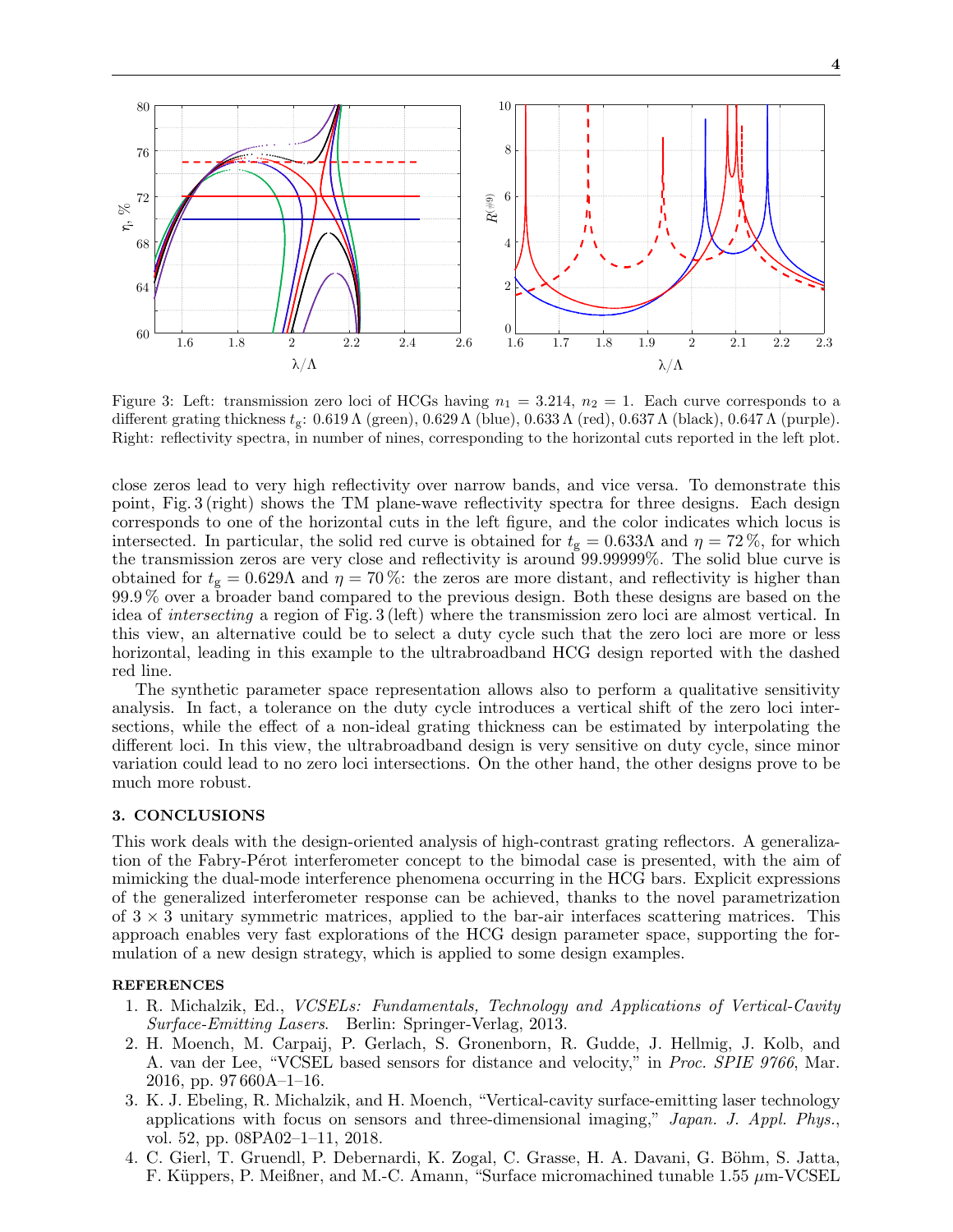Figure 3: Left: transmission zero loci of HCGs having $n_1 = 3.214$, $n_2 = 1$. Each curve corresponds to a different grating thickness $t_g$: $0.619\,\Lambda$ (green), $0.629\,\Lambda$ (blue), $0.633\,\Lambda$ (red), $0.637\,\Lambda$ (black), $0.647\,\Lambda$ (purple). Right: reflectivity spectra, in number of nines, corresponding to the horizontal cuts reported in the left plot.

close zeros lead to very high reflectivity over narrow bands, and vice versa. To demonstrate this point, Fig. 3 (right) shows the TM plane-wave reflectivity spectra for three designs. Each design corresponds to one of the horizontal cuts in the left figure, and the color indicates which locus is intersected. In particular, the solid red curve is obtained for $t_g = 0.633\Lambda$ and $\eta = 72\,\%$, for which the transmission zeros are very close and reflectivity is around 99.99999%. The solid blue curve is obtained for $t_g = 0.629\Lambda$ and $\eta = 70\,\%$: the zeros are more distant, and reflectivity is higher than 99.9 % over a broader band compared to the previous design. Both these designs are based on the idea of *intersecting* a region of Fig. 3 (left) where the transmission zero loci are almost vertical. In this view, an alternative could be to select a duty cycle such that the zero loci are more or less horizontal, leading in this example to the ultrabroadband HCG design reported with the dashed red line.

The synthetic parameter space representation allows also to perform a qualitative sensitivity analysis. In fact, a tolerance on the duty cycle introduces a vertical shift of the zero loci intersections, while the effect of a non-ideal grating thickness can be estimated by interpolating the different loci. In this view, the ultrabroadband design is very sensitive on duty cycle, since minor variation could lead to no zero loci intersections. On the other hand, the other designs prove to be much more robust.

## 3. CONCLUSIONS

This work deals with the design-oriented analysis of high-contrast grating reflectors. A generalization of the Fabry-Pérot interferometer concept to the bimodal case is presented, with the aim of mimicking the dual-mode interference phenomena occurring in the HCG bars. Explicit expressions of the generalized interferometer response can be achieved, thanks to the novel parametrization of $3 \times 3$ unitary symmetric matrices, applied to the bar-air interfaces scattering matrices. This approach enables very fast explorations of the HCG design parameter space, supporting the formulation of a new design strategy, which is applied to some design examples.

## REFERENCES

1. R. Michalzik, Ed., *VCSELs: Fundamentals, Technology and Applications of Vertical-Cavity Surface-Emitting Lasers*. Berlin: Springer-Verlag, 2013.
2. H. Moench, M. Carpaij, P. Gerlach, S. Gronenborn, R. Gudde, J. Hellmig, J. Kolb, and A. van der Lee, "VCSEL based sensors for distance and velocity," in *Proc. SPIE 9766*, Mar. 2016, pp. 97 660A–1–16.
3. K. J. Ebeling, R. Michalzik, and H. Moench, "Vertical-cavity surface-emitting laser technology applications with focus on sensors and three-dimensional imaging," *Japan. J. Appl. Phys.*, vol. 52, pp. 08PA02–1–11, 2018.
4. C. Gierl, T. Gruendl, P. Debernardi, K. Zogal, C. Grasse, H. A. Davani, G. Böhm, S. Jatta, F. Küppers, P. Meißner, and M.-C. Amann, "Surface micromachined tunable 1.55 $\mu$m-VCSEL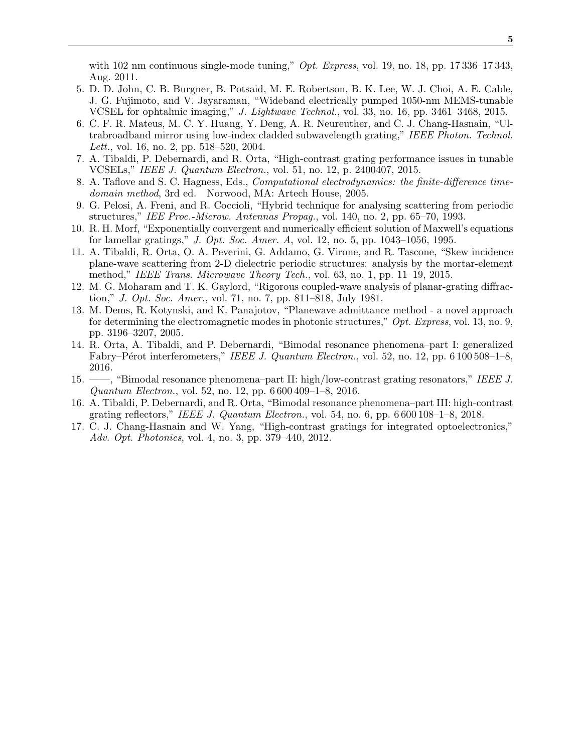with 102 nm continuous single-mode tuning," *Opt. Express*, vol. 19, no. 18, pp. 17 336–17 343, Aug. 2011.

5. D. D. John, C. B. Burgner, B. Potsaid, M. E. Robertson, B. K. Lee, W. J. Choi, A. E. Cable, J. G. Fujimoto, and V. Jayaraman, "Wideband electrically pumped 1050-nm MEMS-tunable VCSEL for ophtalmic imaging," *J. Lightwave Technol.*, vol. 33, no. 16, pp. 3461–3468, 2015.
6. C. F. R. Mateus, M. C. Y. Huang, Y. Deng, A. R. Neureuther, and C. J. Chang-Hasnain, "Ultrabroadband mirror using low-index cladded subwavelength grating," *IEEE Photon. Technol. Lett.*, vol. 16, no. 2, pp. 518–520, 2004.
7. A. Tibaldi, P. Debernardi, and R. Orta, "High-contrast grating performance issues in tunable VCSELs," *IEEE J. Quantum Electron.*, vol. 51, no. 12, p. 2400407, 2015.
8. A. Taflove and S. C. Hagness, Eds., *Computational electrodynamics: the finite-difference time-domain method*, 3rd ed. Norwood, MA: Artech House, 2005.
9. G. Pelosi, A. Freni, and R. Coccioli, "Hybrid technique for analysing scattering from periodic structures," *IEE Proc.-Microw. Antennas Propag.*, vol. 140, no. 2, pp. 65–70, 1993.
10. R. H. Morf, "Exponentially convergent and numerically efficient solution of Maxwell's equations for lamellar gratings," *J. Opt. Soc. Amer. A*, vol. 12, no. 5, pp. 1043–1056, 1995.
11. A. Tibaldi, R. Orta, O. A. Peverini, G. Addamo, G. Virone, and R. Tascone, "Skew incidence plane-wave scattering from 2-D dielectric periodic structures: analysis by the mortar-element method," *IEEE Trans. Microwave Theory Tech.*, vol. 63, no. 1, pp. 11–19, 2015.
12. M. G. Moharam and T. K. Gaylord, "Rigorous coupled-wave analysis of planar-grating diffraction," *J. Opt. Soc. Amer.*, vol. 71, no. 7, pp. 811–818, July 1981.
13. M. Dems, R. Kotynski, and K. Panajotov, "Planewave admittance method - a novel approach for determining the electromagnetic modes in photonic structures," *Opt. Express*, vol. 13, no. 9, pp. 3196–3207, 2005.
14. R. Orta, A. Tibaldi, and P. Debernardi, "Bimodal resonance phenomena–part I: generalized Fabry–Pérot interferometers," *IEEE J. Quantum Electron.*, vol. 52, no. 12, pp. 6 100 508–1–8, 2016.
15. ——, "Bimodal resonance phenomena–part II: high/low-contrast grating resonators," *IEEE J. Quantum Electron.*, vol. 52, no. 12, pp. 6 600 409–1–8, 2016.
16. A. Tibaldi, P. Debernardi, and R. Orta, "Bimodal resonance phenomena–part III: high-contrast grating reflectors," *IEEE J. Quantum Electron.*, vol. 54, no. 6, pp. 6 600 108–1–8, 2018.
17. C. J. Chang-Hasnain and W. Yang, "High-contrast gratings for integrated optoelectronics," *Adv. Opt. Photonics*, vol. 4, no. 3, pp. 379–440, 2012.